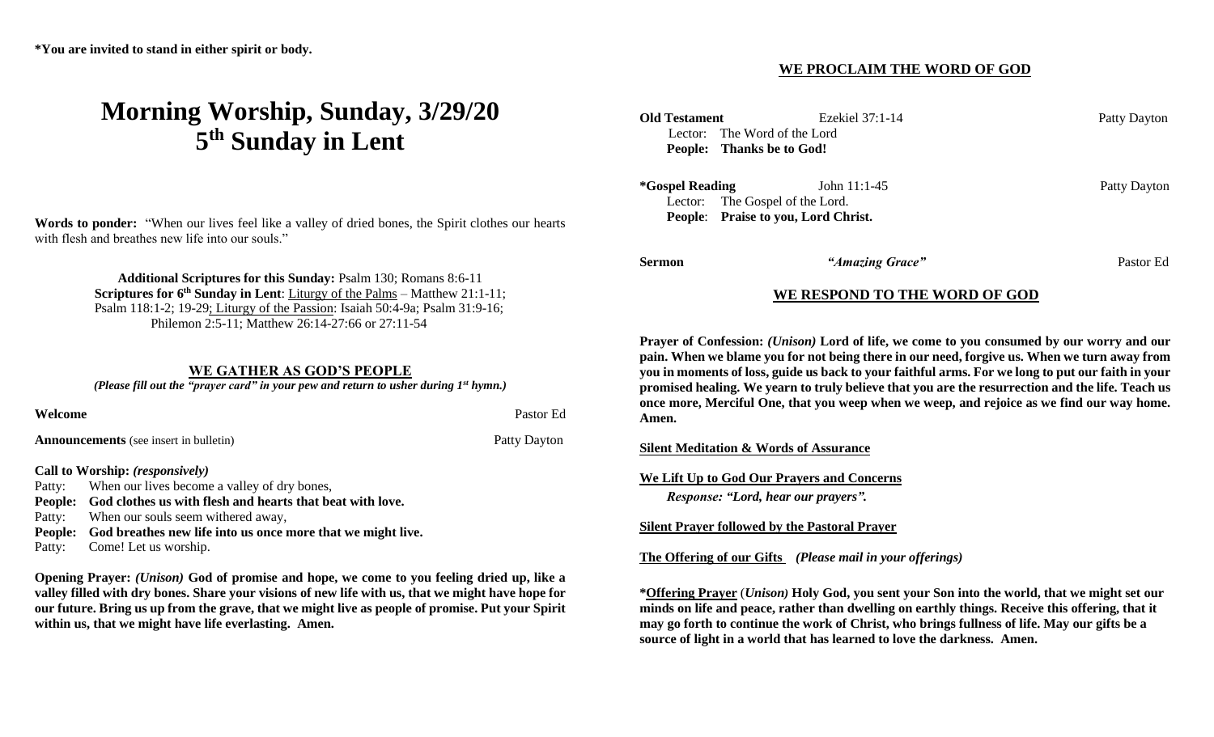*You are invited to stand in either spirit or body.

# Morning Worship, Sunday, 3/29/20
# 5th Sunday in Lent

**Words to ponder:** "When our lives feel like a valley of dried bones, the Spirit clothes our hearts with flesh and breathes new life into our souls."

**Additional Scriptures for this Sunday:** Psalm 130; Romans 8:6-11
**Scriptures for 6th Sunday in Lent**: Liturgy of the Palms – Matthew 21:1-11; Psalm 118:1-2; 19-29; Liturgy of the Passion: Isaiah 50:4-9a; Psalm 31:9-16; Philemon 2:5-11; Matthew 26:14-27:66 or 27:11-54

## WE GATHER AS GOD'S PEOPLE

*(Please fill out the "prayer card" in your pew and return to usher during 1st hymn.)*

**Welcome** — Pastor Ed

**Announcements** (see insert in bulletin) — Patty Dayton

**Call to Worship:** *(responsively)*

Patty: When our lives become a valley of dry bones,
**People: God clothes us with flesh and hearts that beat with love.**
Patty: When our souls seem withered away,
**People: God breathes new life into us once more that we might live.**
Patty: Come! Let us worship.

**Opening Prayer:** ***(Unison)*** **God of promise and hope, we come to you feeling dried up, like a valley filled with dry bones. Share your visions of new life with us, that we might have hope for our future. Bring us up from the grave, that we might live as people of promise. Put your Spirit within us, that we might have life everlasting. Amen.**

## WE PROCLAIM THE WORD OF GOD

**Old Testament** — Ezekiel 37:1-14 — Patty Dayton
Lector: The Word of the Lord
**People: Thanks be to God!**

***Gospel Reading** — John 11:1-45 — Patty Dayton
Lector: The Gospel of the Lord.
**People: Praise to you, Lord Christ.**

**Sermon** — ***"Amazing Grace"*** — Pastor Ed

## WE RESPOND TO THE WORD OF GOD

**Prayer of Confession:** ***(Unison)*** **Lord of life, we come to you consumed by our worry and our pain. When we blame you for not being there in our need, forgive us. When we turn away from you in moments of loss, guide us back to your faithful arms. For we long to put our faith in your promised healing. We yearn to truly believe that you are the resurrection and the life. Teach us once more, Merciful One, that you weep when we weep, and rejoice as we find our way home. Amen.**

**Silent Meditation & Words of Assurance**

**We Lift Up to God Our Prayers and Concerns**
*Response: "Lord, hear our prayers".*

**Silent Prayer followed by the Pastoral Prayer**

**The Offering of our Gifts** *(Please mail in your offerings)*

***Offering Prayer** (*Unison)* **Holy God, you sent your Son into the world, that we might set our minds on life and peace, rather than dwelling on earthly things. Receive this offering, that it may go forth to continue the work of Christ, who brings fullness of life. May our gifts be a source of light in a world that has learned to love the darkness. Amen.**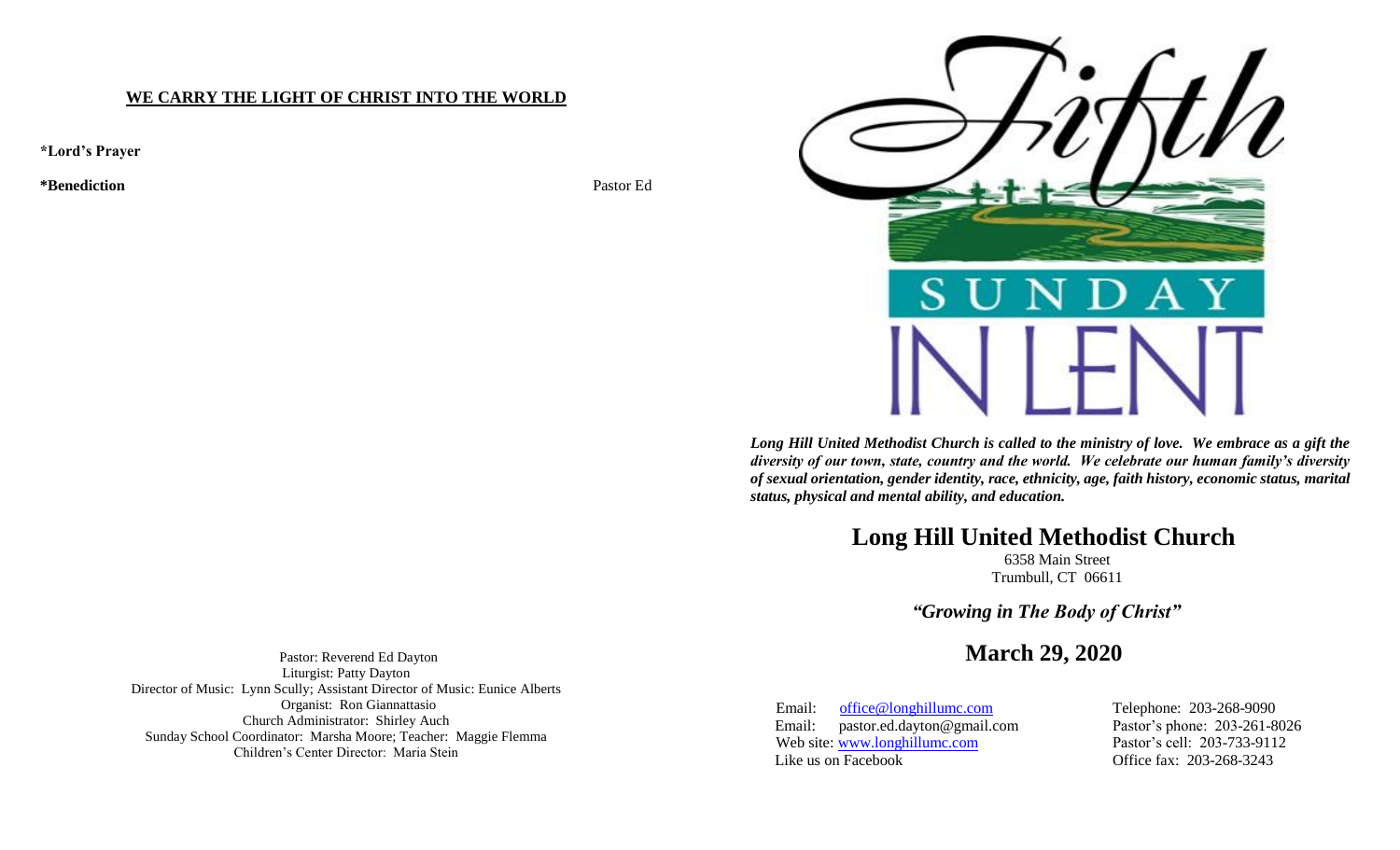**WE CARRY THE LIGHT OF CHRIST INTO THE WORLD**

**\*Lord's Prayer**

**\*Benediction** Pastor Ed

Pastor: Reverend Ed Dayton
Liturgist: Patty Dayton
Director of Music: Lynn Scully; Assistant Director of Music: Eunice Alberts
Organist: Ron Giannattasio
Church Administrator: Shirley Auch
Sunday School Coordinator: Marsha Moore; Teacher: Maggie Flemma
Children's Center Director: Maria Stein

# Fifth SUNDAY IN LENT

***Long Hill United Methodist Church is called to the ministry of love. We embrace as a gift the diversity of our town, state, country and the world. We celebrate our human family's diversity of sexual orientation, gender identity, race, ethnicity, age, faith history, economic status, marital status, physical and mental ability, and education.***

## Long Hill United Methodist Church

6358 Main Street
Trumbull, CT 06611

***"Growing in The Body of Christ"***

## March 29, 2020

Email: office@longhillumc.com
Email: pastor.ed.dayton@gmail.com
Web site: www.longhillumc.com
Like us on Facebook

Telephone: 203-268-9090
Pastor's phone: 203-261-8026
Pastor's cell: 203-733-9112
Office fax: 203-268-3243